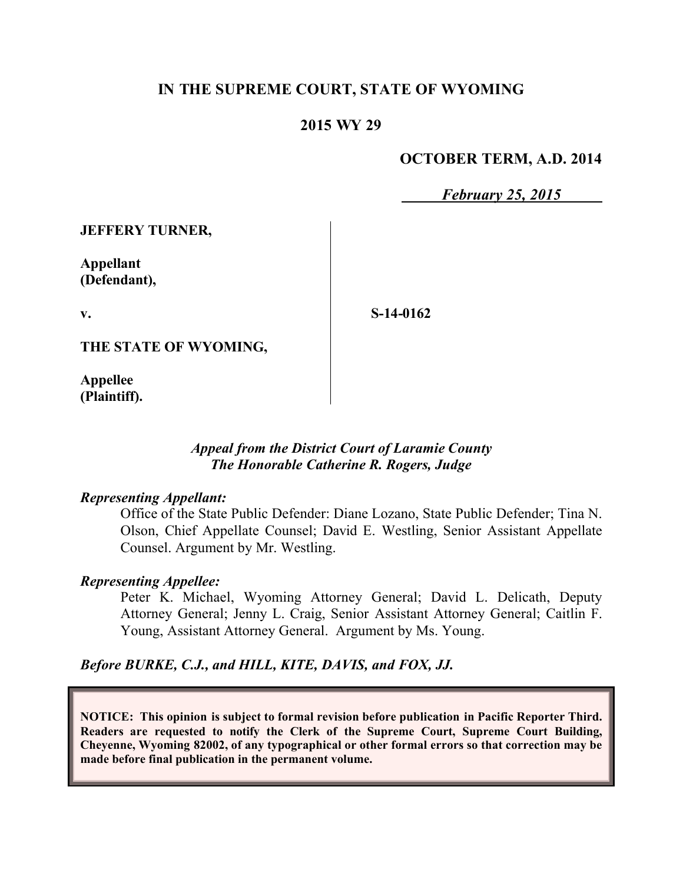# IN THE SUPREME COURT, STATE OF WYOMING

## 2015 WY 29

**OCTOBER TERM, A.D. 2014**

*February 25, 2015*

**JEFFERY TURNER,**

**Appellant (Defendant),**

**v.**

**S-14-0162**

**THE STATE OF WYOMING,**

**Appellee (Plaintiff).**

*Appeal from the District Court of Laramie County*
*The Honorable Catherine R. Rogers, Judge*

*Representing Appellant:*

Office of the State Public Defender: Diane Lozano, State Public Defender; Tina N. Olson, Chief Appellate Counsel; David E. Westling, Senior Assistant Appellate Counsel. Argument by Mr. Westling.

*Representing Appellee:*

Peter K. Michael, Wyoming Attorney General; David L. Delicath, Deputy Attorney General; Jenny L. Craig, Senior Assistant Attorney General; Caitlin F. Young, Assistant Attorney General. Argument by Ms. Young.

*Before BURKE, C.J., and HILL, KITE, DAVIS, and FOX, JJ.*

**NOTICE: This opinion is subject to formal revision before publication in Pacific Reporter Third. Readers are requested to notify the Clerk of the Supreme Court, Supreme Court Building, Cheyenne, Wyoming 82002, of any typographical or other formal errors so that correction may be made before final publication in the permanent volume.**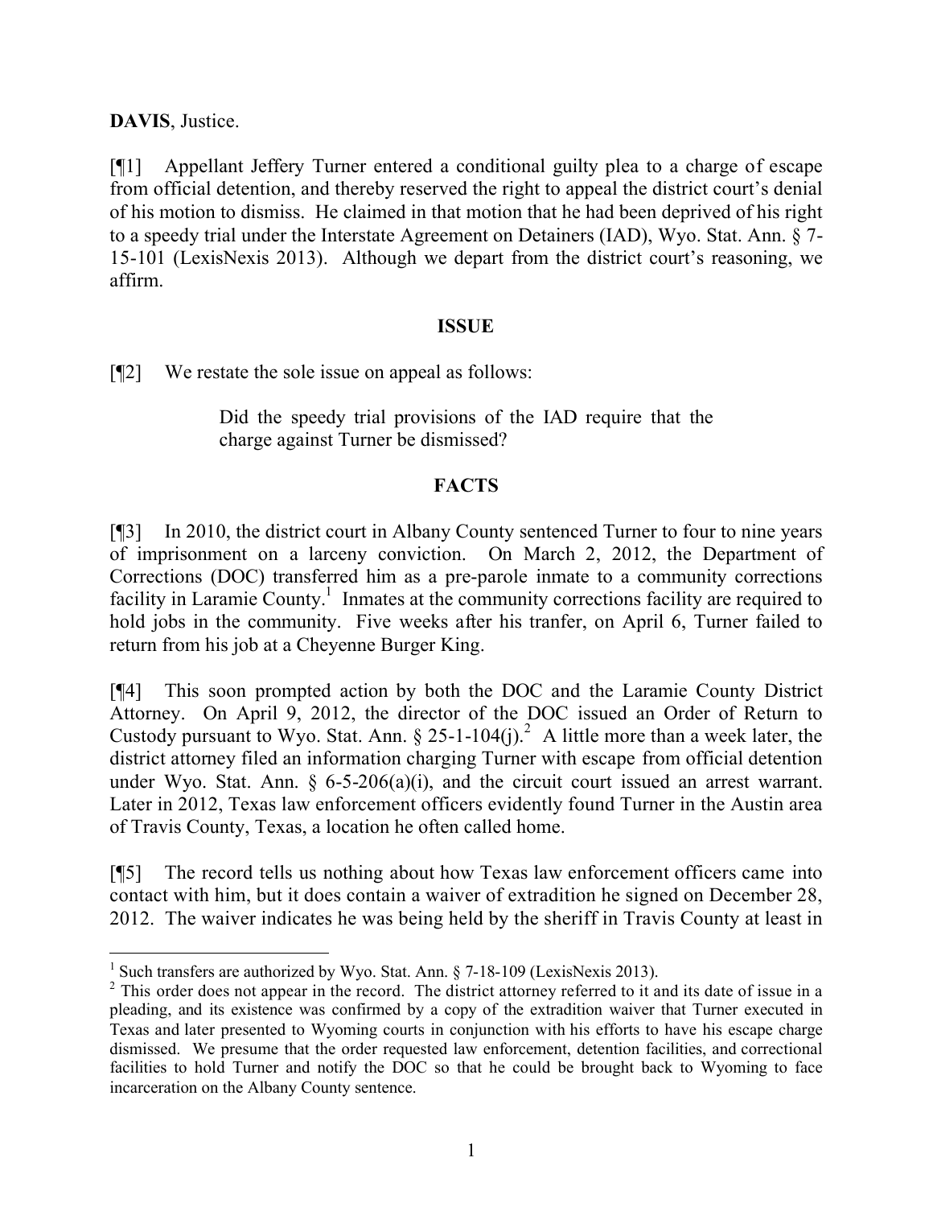**DAVIS**, Justice.

[¶1] Appellant Jeffery Turner entered a conditional guilty plea to a charge of escape from official detention, and thereby reserved the right to appeal the district court's denial of his motion to dismiss. He claimed in that motion that he had been deprived of his right to a speedy trial under the Interstate Agreement on Detainers (IAD), Wyo. Stat. Ann. § 7-15-101 (LexisNexis 2013). Although we depart from the district court's reasoning, we affirm.

## ISSUE

[¶2] We restate the sole issue on appeal as follows:

> Did the speedy trial provisions of the IAD require that the charge against Turner be dismissed?

## FACTS

[¶3] In 2010, the district court in Albany County sentenced Turner to four to nine years of imprisonment on a larceny conviction. On March 2, 2012, the Department of Corrections (DOC) transferred him as a pre-parole inmate to a community corrections facility in Laramie County.[1] Inmates at the community corrections facility are required to hold jobs in the community. Five weeks after his tranfer, on April 6, Turner failed to return from his job at a Cheyenne Burger King.

[¶4] This soon prompted action by both the DOC and the Laramie County District Attorney. On April 9, 2012, the director of the DOC issued an Order of Return to Custody pursuant to Wyo. Stat. Ann. § 25-1-104(j).[2] A little more than a week later, the district attorney filed an information charging Turner with escape from official detention under Wyo. Stat. Ann. § 6-5-206(a)(i), and the circuit court issued an arrest warrant. Later in 2012, Texas law enforcement officers evidently found Turner in the Austin area of Travis County, Texas, a location he often called home.

[¶5] The record tells us nothing about how Texas law enforcement officers came into contact with him, but it does contain a waiver of extradition he signed on December 28, 2012. The waiver indicates he was being held by the sheriff in Travis County at least in

---

[1] Such transfers are authorized by Wyo. Stat. Ann. § 7-18-109 (LexisNexis 2013).

[2] This order does not appear in the record. The district attorney referred to it and its date of issue in a pleading, and its existence was confirmed by a copy of the extradition waiver that Turner executed in Texas and later presented to Wyoming courts in conjunction with his efforts to have his escape charge dismissed. We presume that the order requested law enforcement, detention facilities, and correctional facilities to hold Turner and notify the DOC so that he could be brought back to Wyoming to face incarceration on the Albany County sentence.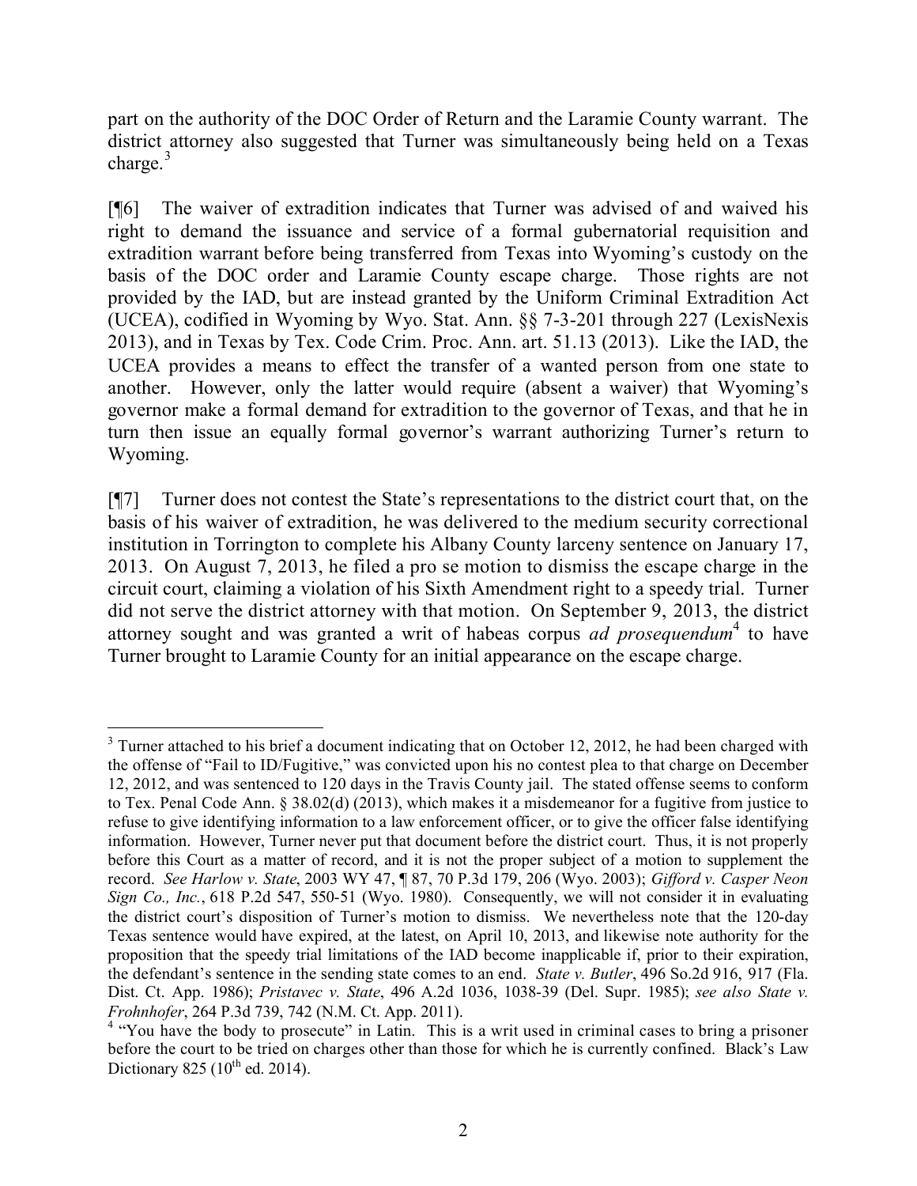part on the authority of the DOC Order of Return and the Laramie County warrant. The district attorney also suggested that Turner was simultaneously being held on a Texas charge.[3]

[¶6] The waiver of extradition indicates that Turner was advised of and waived his right to demand the issuance and service of a formal gubernatorial requisition and extradition warrant before being transferred from Texas into Wyoming's custody on the basis of the DOC order and Laramie County escape charge. Those rights are not provided by the IAD, but are instead granted by the Uniform Criminal Extradition Act (UCEA), codified in Wyoming by Wyo. Stat. Ann. §§ 7-3-201 through 227 (LexisNexis 2013), and in Texas by Tex. Code Crim. Proc. Ann. art. 51.13 (2013). Like the IAD, the UCEA provides a means to effect the transfer of a wanted person from one state to another. However, only the latter would require (absent a waiver) that Wyoming's governor make a formal demand for extradition to the governor of Texas, and that he in turn then issue an equally formal governor's warrant authorizing Turner's return to Wyoming.

[¶7] Turner does not contest the State's representations to the district court that, on the basis of his waiver of extradition, he was delivered to the medium security correctional institution in Torrington to complete his Albany County larceny sentence on January 17, 2013. On August 7, 2013, he filed a pro se motion to dismiss the escape charge in the circuit court, claiming a violation of his Sixth Amendment right to a speedy trial. Turner did not serve the district attorney with that motion. On September 9, 2013, the district attorney sought and was granted a writ of habeas corpus *ad prosequendum*[4] to have Turner brought to Laramie County for an initial appearance on the escape charge.

---

[3] Turner attached to his brief a document indicating that on October 12, 2012, he had been charged with the offense of "Fail to ID/Fugitive," was convicted upon his no contest plea to that charge on December 12, 2012, and was sentenced to 120 days in the Travis County jail. The stated offense seems to conform to Tex. Penal Code Ann. § 38.02(d) (2013), which makes it a misdemeanor for a fugitive from justice to refuse to give identifying information to a law enforcement officer, or to give the officer false identifying information. However, Turner never put that document before the district court. Thus, it is not properly before this Court as a matter of record, and it is not the proper subject of a motion to supplement the record. *See Harlow v. State*, 2003 WY 47, ¶ 87, 70 P.3d 179, 206 (Wyo. 2003); *Gifford v. Casper Neon Sign Co., Inc.*, 618 P.2d 547, 550-51 (Wyo. 1980). Consequently, we will not consider it in evaluating the district court's disposition of Turner's motion to dismiss. We nevertheless note that the 120-day Texas sentence would have expired, at the latest, on April 10, 2013, and likewise note authority for the proposition that the speedy trial limitations of the IAD become inapplicable if, prior to their expiration, the defendant's sentence in the sending state comes to an end. *State v. Butler*, 496 So.2d 916, 917 (Fla. Dist. Ct. App. 1986); *Pristavec v. State*, 496 A.2d 1036, 1038-39 (Del. Supr. 1985); *see also State v. Frohnhofer*, 264 P.3d 739, 742 (N.M. Ct. App. 2011).

[4] "You have the body to prosecute" in Latin. This is a writ used in criminal cases to bring a prisoner before the court to be tried on charges other than those for which he is currently confined. Black's Law Dictionary 825 (10th ed. 2014).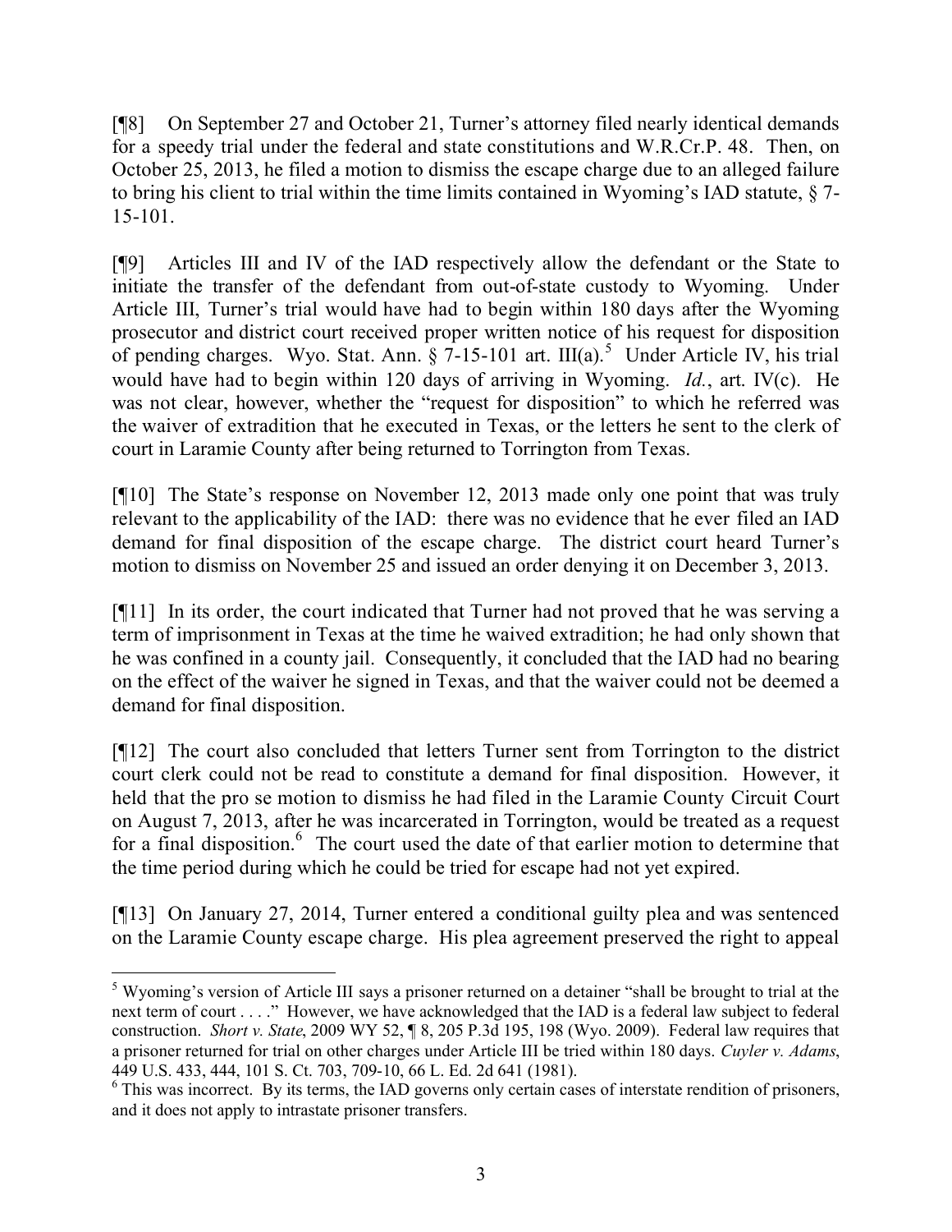[¶8] On September 27 and October 21, Turner's attorney filed nearly identical demands for a speedy trial under the federal and state constitutions and W.R.Cr.P. 48. Then, on October 25, 2013, he filed a motion to dismiss the escape charge due to an alleged failure to bring his client to trial within the time limits contained in Wyoming's IAD statute, § 7-15-101.

[¶9] Articles III and IV of the IAD respectively allow the defendant or the State to initiate the transfer of the defendant from out-of-state custody to Wyoming. Under Article III, Turner's trial would have had to begin within 180 days after the Wyoming prosecutor and district court received proper written notice of his request for disposition of pending charges. Wyo. Stat. Ann. § 7-15-101 art. III(a).[5] Under Article IV, his trial would have had to begin within 120 days of arriving in Wyoming. *Id.*, art. IV(c). He was not clear, however, whether the "request for disposition" to which he referred was the waiver of extradition that he executed in Texas, or the letters he sent to the clerk of court in Laramie County after being returned to Torrington from Texas.

[¶10] The State's response on November 12, 2013 made only one point that was truly relevant to the applicability of the IAD: there was no evidence that he ever filed an IAD demand for final disposition of the escape charge. The district court heard Turner's motion to dismiss on November 25 and issued an order denying it on December 3, 2013.

[¶11] In its order, the court indicated that Turner had not proved that he was serving a term of imprisonment in Texas at the time he waived extradition; he had only shown that he was confined in a county jail. Consequently, it concluded that the IAD had no bearing on the effect of the waiver he signed in Texas, and that the waiver could not be deemed a demand for final disposition.

[¶12] The court also concluded that letters Turner sent from Torrington to the district court clerk could not be read to constitute a demand for final disposition. However, it held that the pro se motion to dismiss he had filed in the Laramie County Circuit Court on August 7, 2013, after he was incarcerated in Torrington, would be treated as a request for a final disposition.[6] The court used the date of that earlier motion to determine that the time period during which he could be tried for escape had not yet expired.

[¶13] On January 27, 2014, Turner entered a conditional guilty plea and was sentenced on the Laramie County escape charge. His plea agreement preserved the right to appeal

---

[5] Wyoming's version of Article III says a prisoner returned on a detainer "shall be brought to trial at the next term of court . . . ." However, we have acknowledged that the IAD is a federal law subject to federal construction. *Short v. State*, 2009 WY 52, ¶ 8, 205 P.3d 195, 198 (Wyo. 2009). Federal law requires that a prisoner returned for trial on other charges under Article III be tried within 180 days. *Cuyler v. Adams*, 449 U.S. 433, 444, 101 S. Ct. 703, 709-10, 66 L. Ed. 2d 641 (1981).

[6] This was incorrect. By its terms, the IAD governs only certain cases of interstate rendition of prisoners, and it does not apply to intrastate prisoner transfers.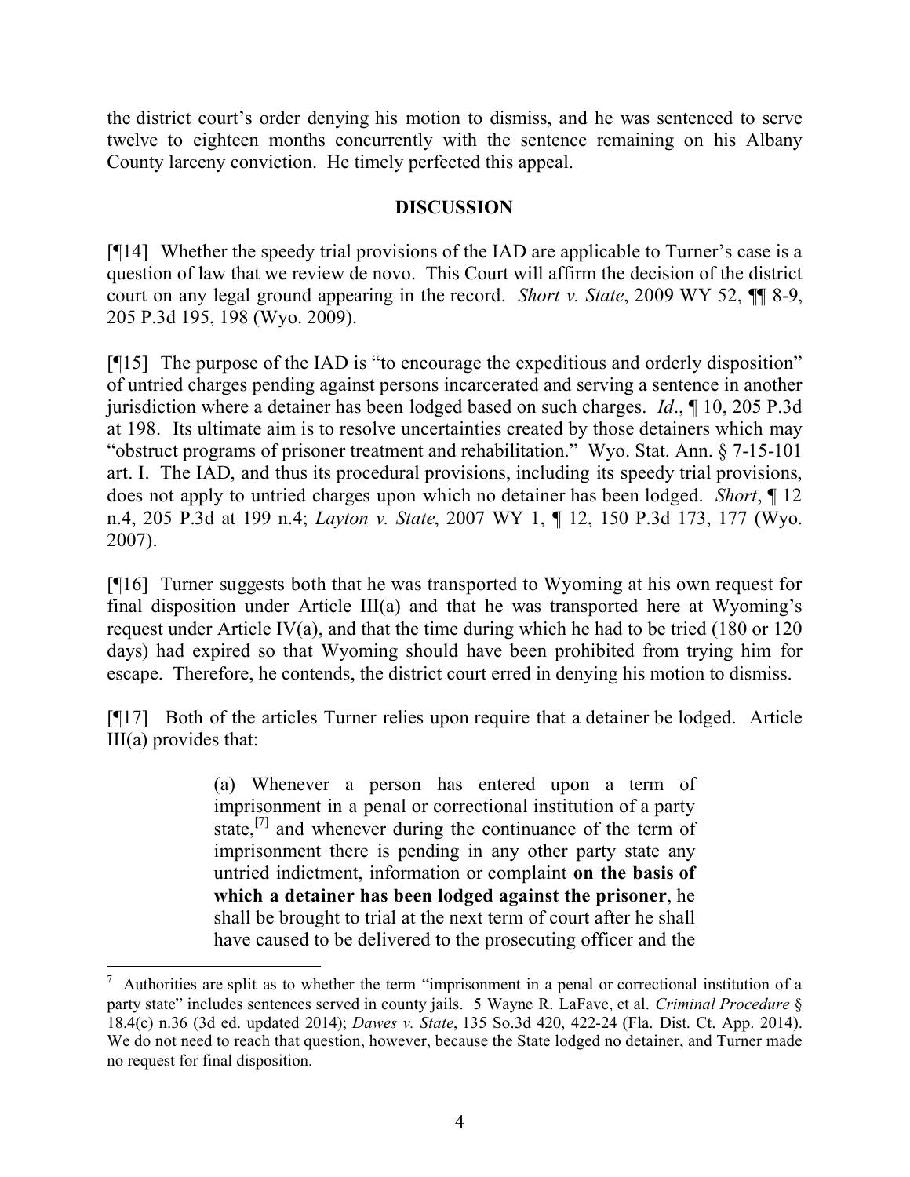the district court's order denying his motion to dismiss, and he was sentenced to serve twelve to eighteen months concurrently with the sentence remaining on his Albany County larceny conviction. He timely perfected this appeal.

## DISCUSSION

[¶14] Whether the speedy trial provisions of the IAD are applicable to Turner's case is a question of law that we review de novo. This Court will affirm the decision of the district court on any legal ground appearing in the record. *Short v. State*, 2009 WY 52, ¶¶ 8-9, 205 P.3d 195, 198 (Wyo. 2009).

[¶15] The purpose of the IAD is "to encourage the expeditious and orderly disposition" of untried charges pending against persons incarcerated and serving a sentence in another jurisdiction where a detainer has been lodged based on such charges. *Id*., ¶ 10, 205 P.3d at 198. Its ultimate aim is to resolve uncertainties created by those detainers which may "obstruct programs of prisoner treatment and rehabilitation." Wyo. Stat. Ann. § 7-15-101 art. I. The IAD, and thus its procedural provisions, including its speedy trial provisions, does not apply to untried charges upon which no detainer has been lodged. *Short*, ¶ 12 n.4, 205 P.3d at 199 n.4; *Layton v. State*, 2007 WY 1, ¶ 12, 150 P.3d 173, 177 (Wyo. 2007).

[¶16] Turner suggests both that he was transported to Wyoming at his own request for final disposition under Article III(a) and that he was transported here at Wyoming's request under Article IV(a), and that the time during which he had to be tried (180 or 120 days) had expired so that Wyoming should have been prohibited from trying him for escape. Therefore, he contends, the district court erred in denying his motion to dismiss.

[¶17] Both of the articles Turner relies upon require that a detainer be lodged. Article III(a) provides that:

> (a) Whenever a person has entered upon a term of imprisonment in a penal or correctional institution of a party state,[7] and whenever during the continuance of the term of imprisonment there is pending in any other party state any untried indictment, information or complaint **on the basis of which a detainer has been lodged against the prisoner**, he shall be brought to trial at the next term of court after he shall have caused to be delivered to the prosecuting officer and the

---

[7] Authorities are split as to whether the term "imprisonment in a penal or correctional institution of a party state" includes sentences served in county jails. 5 Wayne R. LaFave, et al. *Criminal Procedure* § 18.4(c) n.36 (3d ed. updated 2014); *Dawes v. State*, 135 So.3d 420, 422-24 (Fla. Dist. Ct. App. 2014). We do not need to reach that question, however, because the State lodged no detainer, and Turner made no request for final disposition.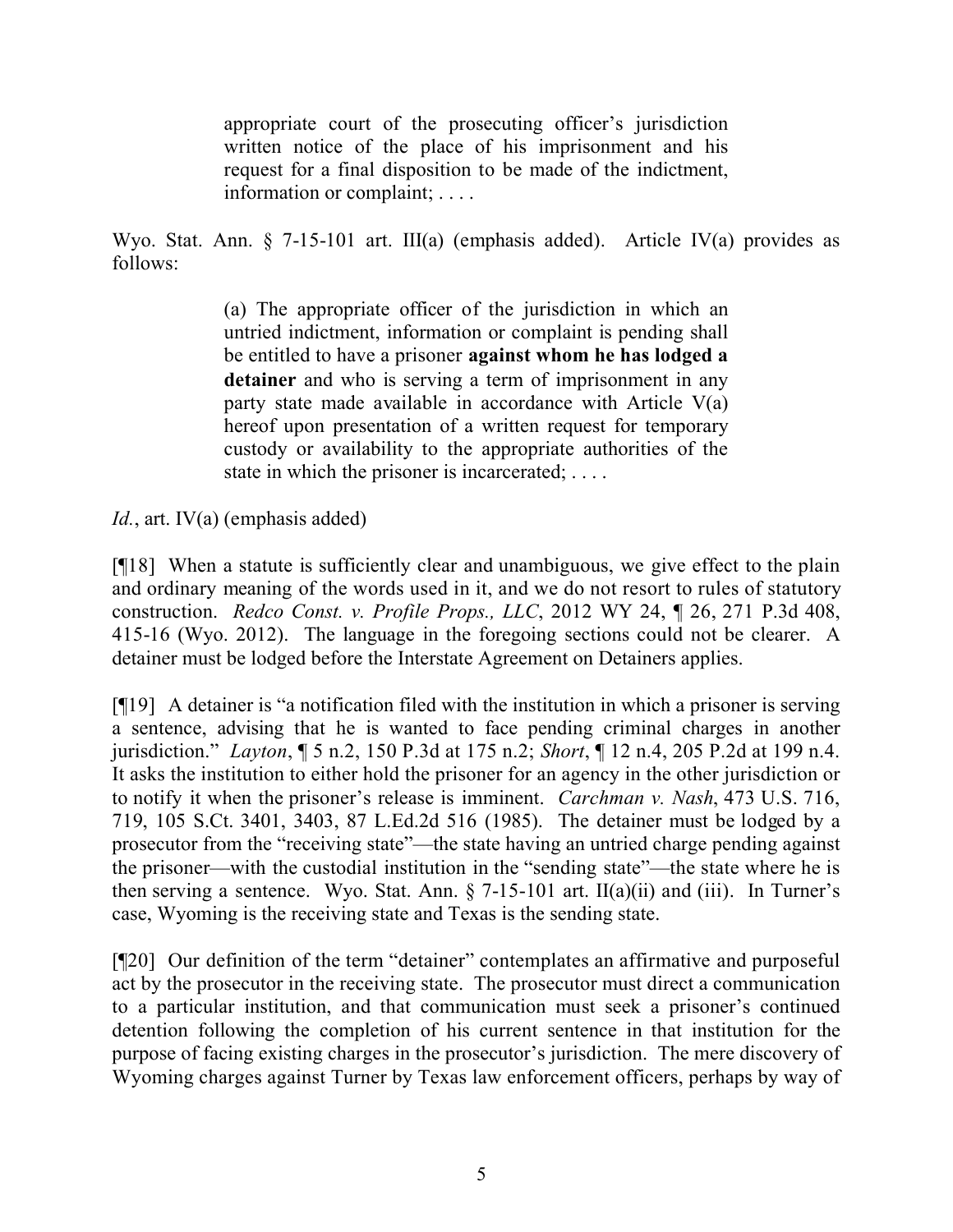> appropriate court of the prosecuting officer's jurisdiction written notice of the place of his imprisonment and his request for a final disposition to be made of the indictment, information or complaint; . . . .

Wyo. Stat. Ann. § 7-15-101 art. III(a) (emphasis added). Article IV(a) provides as follows:

> (a) The appropriate officer of the jurisdiction in which an untried indictment, information or complaint is pending shall be entitled to have a prisoner **against whom he has lodged a detainer** and who is serving a term of imprisonment in any party state made available in accordance with Article V(a) hereof upon presentation of a written request for temporary custody or availability to the appropriate authorities of the state in which the prisoner is incarcerated; . . . .

*Id.*, art. IV(a) (emphasis added)

[¶18] When a statute is sufficiently clear and unambiguous, we give effect to the plain and ordinary meaning of the words used in it, and we do not resort to rules of statutory construction. *Redco Const. v. Profile Props., LLC*, 2012 WY 24, ¶ 26, 271 P.3d 408, 415-16 (Wyo. 2012). The language in the foregoing sections could not be clearer. A detainer must be lodged before the Interstate Agreement on Detainers applies.

[¶19] A detainer is "a notification filed with the institution in which a prisoner is serving a sentence, advising that he is wanted to face pending criminal charges in another jurisdiction." *Layton*, ¶ 5 n.2, 150 P.3d at 175 n.2; *Short*, ¶ 12 n.4, 205 P.2d at 199 n.4. It asks the institution to either hold the prisoner for an agency in the other jurisdiction or to notify it when the prisoner's release is imminent. *Carchman v. Nash*, 473 U.S. 716, 719, 105 S.Ct. 3401, 3403, 87 L.Ed.2d 516 (1985). The detainer must be lodged by a prosecutor from the "receiving state"—the state having an untried charge pending against the prisoner—with the custodial institution in the "sending state"—the state where he is then serving a sentence. Wyo. Stat. Ann. § 7-15-101 art. II(a)(ii) and (iii). In Turner's case, Wyoming is the receiving state and Texas is the sending state.

[¶20] Our definition of the term "detainer" contemplates an affirmative and purposeful act by the prosecutor in the receiving state. The prosecutor must direct a communication to a particular institution, and that communication must seek a prisoner's continued detention following the completion of his current sentence in that institution for the purpose of facing existing charges in the prosecutor's jurisdiction. The mere discovery of Wyoming charges against Turner by Texas law enforcement officers, perhaps by way of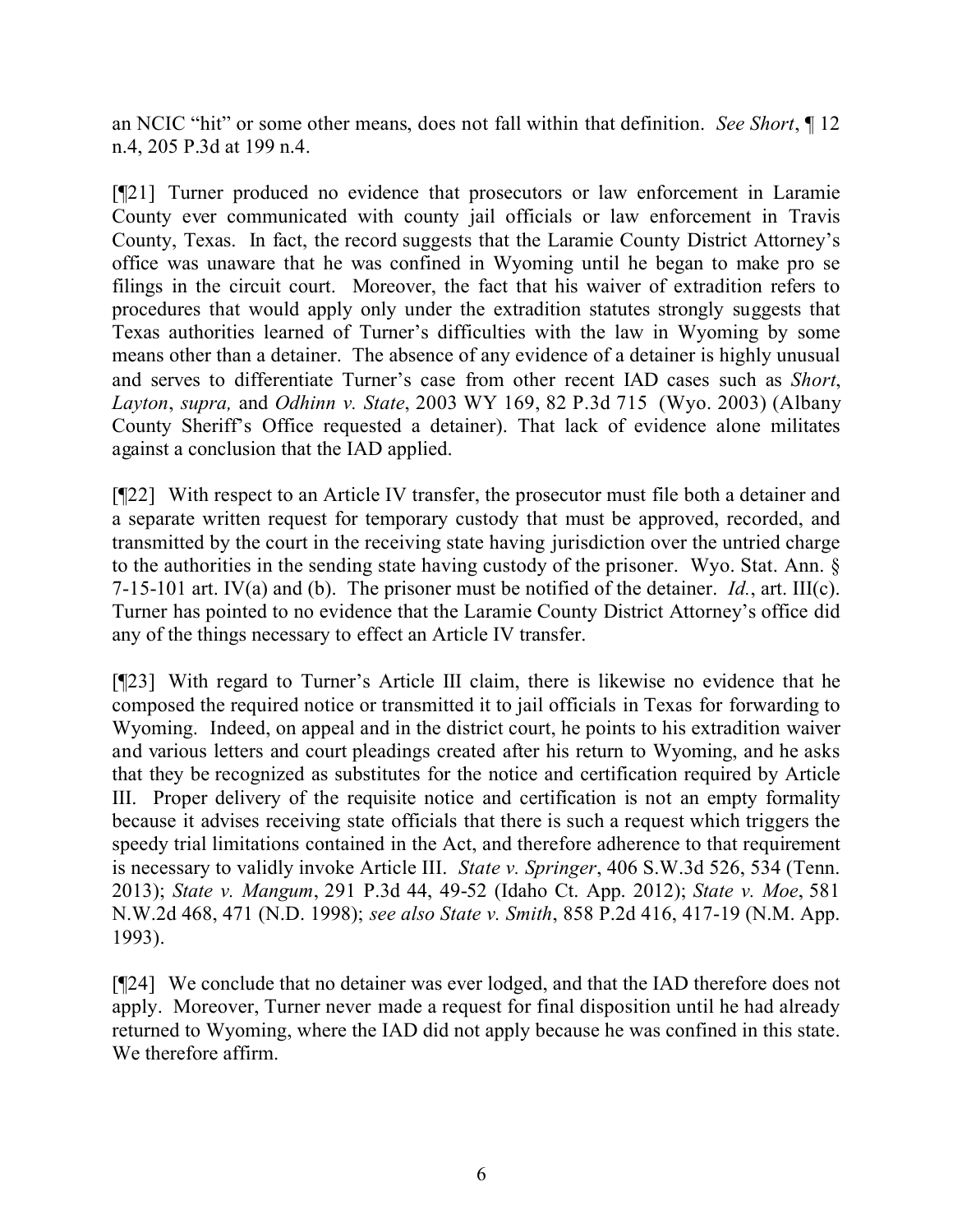an NCIC "hit" or some other means, does not fall within that definition. *See Short*, ¶ 12 n.4, 205 P.3d at 199 n.4.

[¶21] Turner produced no evidence that prosecutors or law enforcement in Laramie County ever communicated with county jail officials or law enforcement in Travis County, Texas. In fact, the record suggests that the Laramie County District Attorney's office was unaware that he was confined in Wyoming until he began to make pro se filings in the circuit court. Moreover, the fact that his waiver of extradition refers to procedures that would apply only under the extradition statutes strongly suggests that Texas authorities learned of Turner's difficulties with the law in Wyoming by some means other than a detainer. The absence of any evidence of a detainer is highly unusual and serves to differentiate Turner's case from other recent IAD cases such as *Short*, *Layton*, *supra,* and *Odhinn v. State*, 2003 WY 169, 82 P.3d 715 (Wyo. 2003) (Albany County Sheriff's Office requested a detainer). That lack of evidence alone militates against a conclusion that the IAD applied.

[¶22] With respect to an Article IV transfer, the prosecutor must file both a detainer and a separate written request for temporary custody that must be approved, recorded, and transmitted by the court in the receiving state having jurisdiction over the untried charge to the authorities in the sending state having custody of the prisoner. Wyo. Stat. Ann. § 7-15-101 art. IV(a) and (b). The prisoner must be notified of the detainer. *Id.*, art. III(c). Turner has pointed to no evidence that the Laramie County District Attorney's office did any of the things necessary to effect an Article IV transfer.

[¶23] With regard to Turner's Article III claim, there is likewise no evidence that he composed the required notice or transmitted it to jail officials in Texas for forwarding to Wyoming. Indeed, on appeal and in the district court, he points to his extradition waiver and various letters and court pleadings created after his return to Wyoming, and he asks that they be recognized as substitutes for the notice and certification required by Article III. Proper delivery of the requisite notice and certification is not an empty formality because it advises receiving state officials that there is such a request which triggers the speedy trial limitations contained in the Act, and therefore adherence to that requirement is necessary to validly invoke Article III. *State v. Springer*, 406 S.W.3d 526, 534 (Tenn. 2013); *State v. Mangum*, 291 P.3d 44, 49-52 (Idaho Ct. App. 2012); *State v. Moe*, 581 N.W.2d 468, 471 (N.D. 1998); *see also State v. Smith*, 858 P.2d 416, 417-19 (N.M. App. 1993).

[¶24] We conclude that no detainer was ever lodged, and that the IAD therefore does not apply. Moreover, Turner never made a request for final disposition until he had already returned to Wyoming, where the IAD did not apply because he was confined in this state. We therefore affirm.